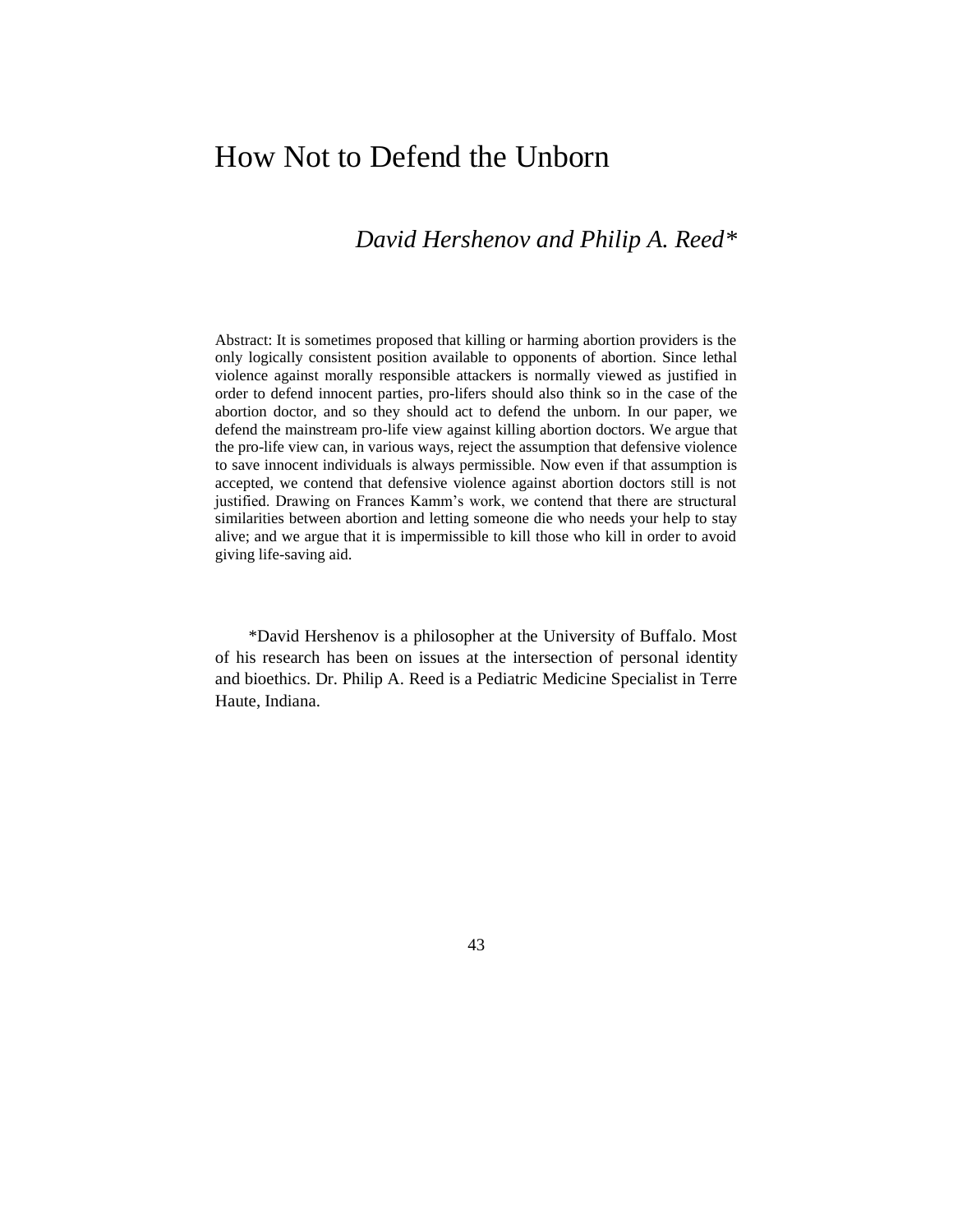# How Not to Defend the Unborn

*David Hershenov and Philip A. Reed\**

Abstract: It is sometimes proposed that killing or harming abortion providers is the only logically consistent position available to opponents of abortion. Since lethal violence against morally responsible attackers is normally viewed as justified in order to defend innocent parties, pro-lifers should also think so in the case of the abortion doctor, and so they should act to defend the unborn. In our paper, we defend the mainstream pro-life view against killing abortion doctors. We argue that the pro-life view can, in various ways, reject the assumption that defensive violence to save innocent individuals is always permissible. Now even if that assumption is accepted, we contend that defensive violence against abortion doctors still is not justified. Drawing on Frances Kamm's work, we contend that there are structural similarities between abortion and letting someone die who needs your help to stay alive; and we argue that it is impermissible to kill those who kill in order to avoid giving life-saving aid.

\*David Hershenov is a philosopher at the University of Buffalo. Most of his research has been on issues at the intersection of personal identity and bioethics. Dr. Philip A. Reed is a Pediatric Medicine Specialist in Terre Haute, Indiana.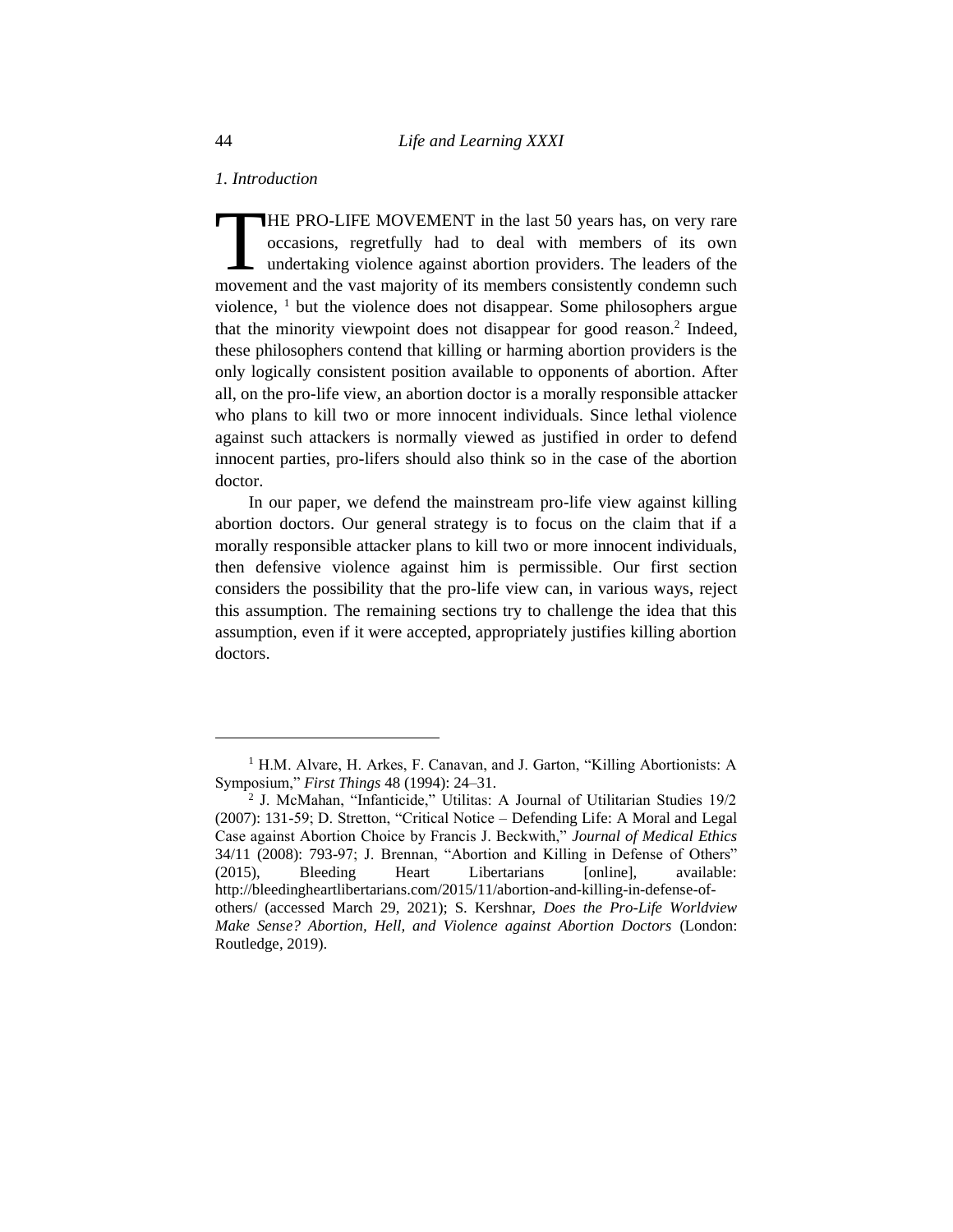## *1. Introduction*

THE PRO-LIFE MOVEMENT in the last 50 years has, on very rare occasions, regretfully had to deal with members of its own undertaking violence against abortion providers. The leaders of the movement and the vast majority of its members consistently condemn such violence, [1] but the violence does not disappear. Some philosophers argue that the minority viewpoint does not disappear for good reason.[2] Indeed, these philosophers contend that killing or harming abortion providers is the only logically consistent position available to opponents of abortion. After all, on the pro-life view, an abortion doctor is a morally responsible attacker who plans to kill two or more innocent individuals. Since lethal violence against such attackers is normally viewed as justified in order to defend innocent parties, pro-lifers should also think so in the case of the abortion doctor.

In our paper, we defend the mainstream pro-life view against killing abortion doctors. Our general strategy is to focus on the claim that if a morally responsible attacker plans to kill two or more innocent individuals, then defensive violence against him is permissible. Our first section considers the possibility that the pro-life view can, in various ways, reject this assumption. The remaining sections try to challenge the idea that this assumption, even if it were accepted, appropriately justifies killing abortion doctors.

---

[1] H.M. Alvare, H. Arkes, F. Canavan, and J. Garton, "Killing Abortionists: A Symposium," *First Things* 48 (1994): 24–31.

[2] J. McMahan, "Infanticide," Utilitas: A Journal of Utilitarian Studies 19/2 (2007): 131-59; D. Stretton, "Critical Notice – Defending Life: A Moral and Legal Case against Abortion Choice by Francis J. Beckwith," *Journal of Medical Ethics* 34/11 (2008): 793-97; J. Brennan, "Abortion and Killing in Defense of Others" (2015), Bleeding Heart Libertarians [online], available: http://bleedingheartlibertarians.com/2015/11/abortion-and-killing-in-defense-of-others/ (accessed March 29, 2021); S. Kershnar, *Does the Pro-Life Worldview Make Sense? Abortion, Hell, and Violence against Abortion Doctors* (London: Routledge, 2019).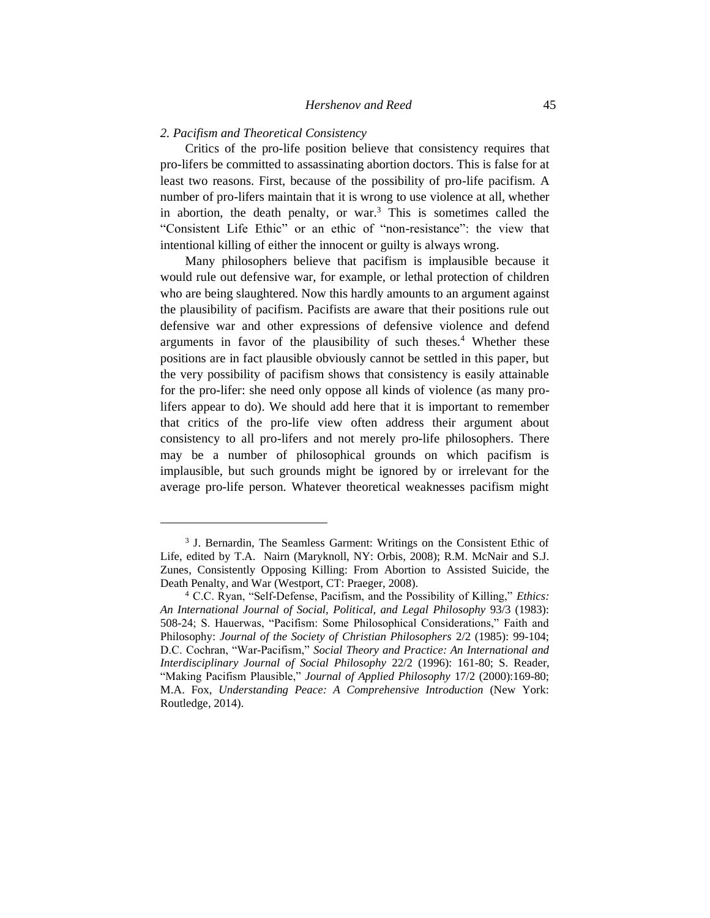*2. Pacifism and Theoretical Consistency*

Critics of the pro-life position believe that consistency requires that pro-lifers be committed to assassinating abortion doctors. This is false for at least two reasons. First, because of the possibility of pro-life pacifism. A number of pro-lifers maintain that it is wrong to use violence at all, whether in abortion, the death penalty, or war.[3] This is sometimes called the "Consistent Life Ethic" or an ethic of "non-resistance": the view that intentional killing of either the innocent or guilty is always wrong.

Many philosophers believe that pacifism is implausible because it would rule out defensive war, for example, or lethal protection of children who are being slaughtered. Now this hardly amounts to an argument against the plausibility of pacifism. Pacifists are aware that their positions rule out defensive war and other expressions of defensive violence and defend arguments in favor of the plausibility of such theses.[4] Whether these positions are in fact plausible obviously cannot be settled in this paper, but the very possibility of pacifism shows that consistency is easily attainable for the pro-lifer: she need only oppose all kinds of violence (as many pro-lifers appear to do). We should add here that it is important to remember that critics of the pro-life view often address their argument about consistency to all pro-lifers and not merely pro-life philosophers. There may be a number of philosophical grounds on which pacifism is implausible, but such grounds might be ignored by or irrelevant for the average pro-life person. Whatever theoretical weaknesses pacifism might

---

[3] J. Bernardin, The Seamless Garment: Writings on the Consistent Ethic of Life, edited by T.A. Nairn (Maryknoll, NY: Orbis, 2008); R.M. McNair and S.J. Zunes, Consistently Opposing Killing: From Abortion to Assisted Suicide, the Death Penalty, and War (Westport, CT: Praeger, 2008).

[4] C.C. Ryan, "Self-Defense, Pacifism, and the Possibility of Killing," *Ethics: An International Journal of Social, Political, and Legal Philosophy* 93/3 (1983): 508-24; S. Hauerwas, "Pacifism: Some Philosophical Considerations," Faith and Philosophy: *Journal of the Society of Christian Philosophers* 2/2 (1985): 99-104; D.C. Cochran, "War-Pacifism," *Social Theory and Practice: An International and Interdisciplinary Journal of Social Philosophy* 22/2 (1996): 161-80; S. Reader, "Making Pacifism Plausible," *Journal of Applied Philosophy* 17/2 (2000):169-80; M.A. Fox, *Understanding Peace: A Comprehensive Introduction* (New York: Routledge, 2014).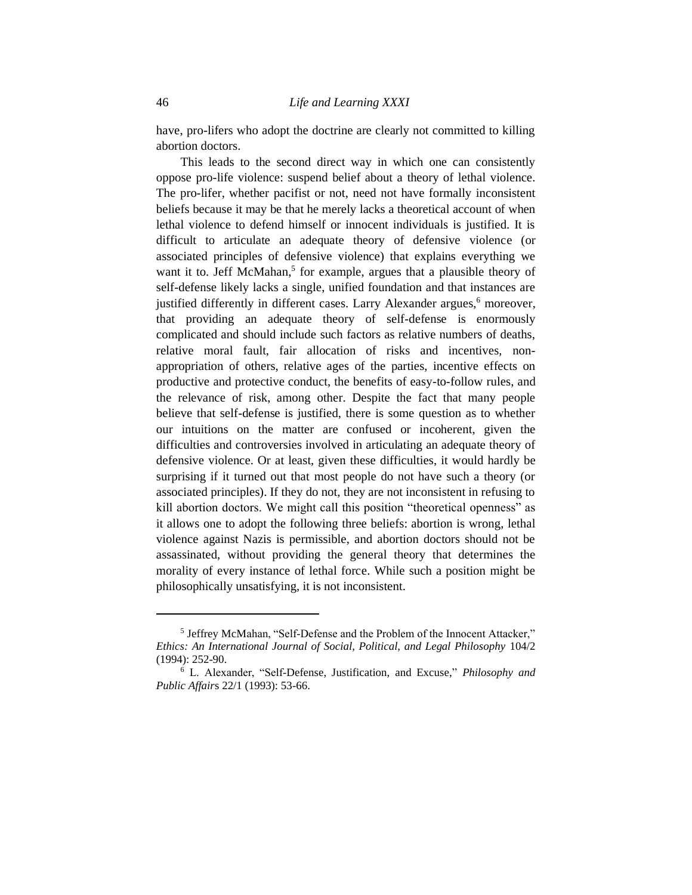have, pro-lifers who adopt the doctrine are clearly not committed to killing abortion doctors.

This leads to the second direct way in which one can consistently oppose pro-life violence: suspend belief about a theory of lethal violence. The pro-lifer, whether pacifist or not, need not have formally inconsistent beliefs because it may be that he merely lacks a theoretical account of when lethal violence to defend himself or innocent individuals is justified. It is difficult to articulate an adequate theory of defensive violence (or associated principles of defensive violence) that explains everything we want it to. Jeff McMahan,[5] for example, argues that a plausible theory of self-defense likely lacks a single, unified foundation and that instances are justified differently in different cases. Larry Alexander argues,[6] moreover, that providing an adequate theory of self-defense is enormously complicated and should include such factors as relative numbers of deaths, relative moral fault, fair allocation of risks and incentives, non-appropriation of others, relative ages of the parties, incentive effects on productive and protective conduct, the benefits of easy-to-follow rules, and the relevance of risk, among other. Despite the fact that many people believe that self-defense is justified, there is some question as to whether our intuitions on the matter are confused or incoherent, given the difficulties and controversies involved in articulating an adequate theory of defensive violence. Or at least, given these difficulties, it would hardly be surprising if it turned out that most people do not have such a theory (or associated principles). If they do not, they are not inconsistent in refusing to kill abortion doctors. We might call this position "theoretical openness" as it allows one to adopt the following three beliefs: abortion is wrong, lethal violence against Nazis is permissible, and abortion doctors should not be assassinated, without providing the general theory that determines the morality of every instance of lethal force. While such a position might be philosophically unsatisfying, it is not inconsistent.

---

[5] Jeffrey McMahan, "Self-Defense and the Problem of the Innocent Attacker," *Ethics: An International Journal of Social, Political, and Legal Philosophy* 104/2 (1994): 252-90.

[6] L. Alexander, "Self-Defense, Justification, and Excuse," *Philosophy and Public Affairs* 22/1 (1993): 53-66.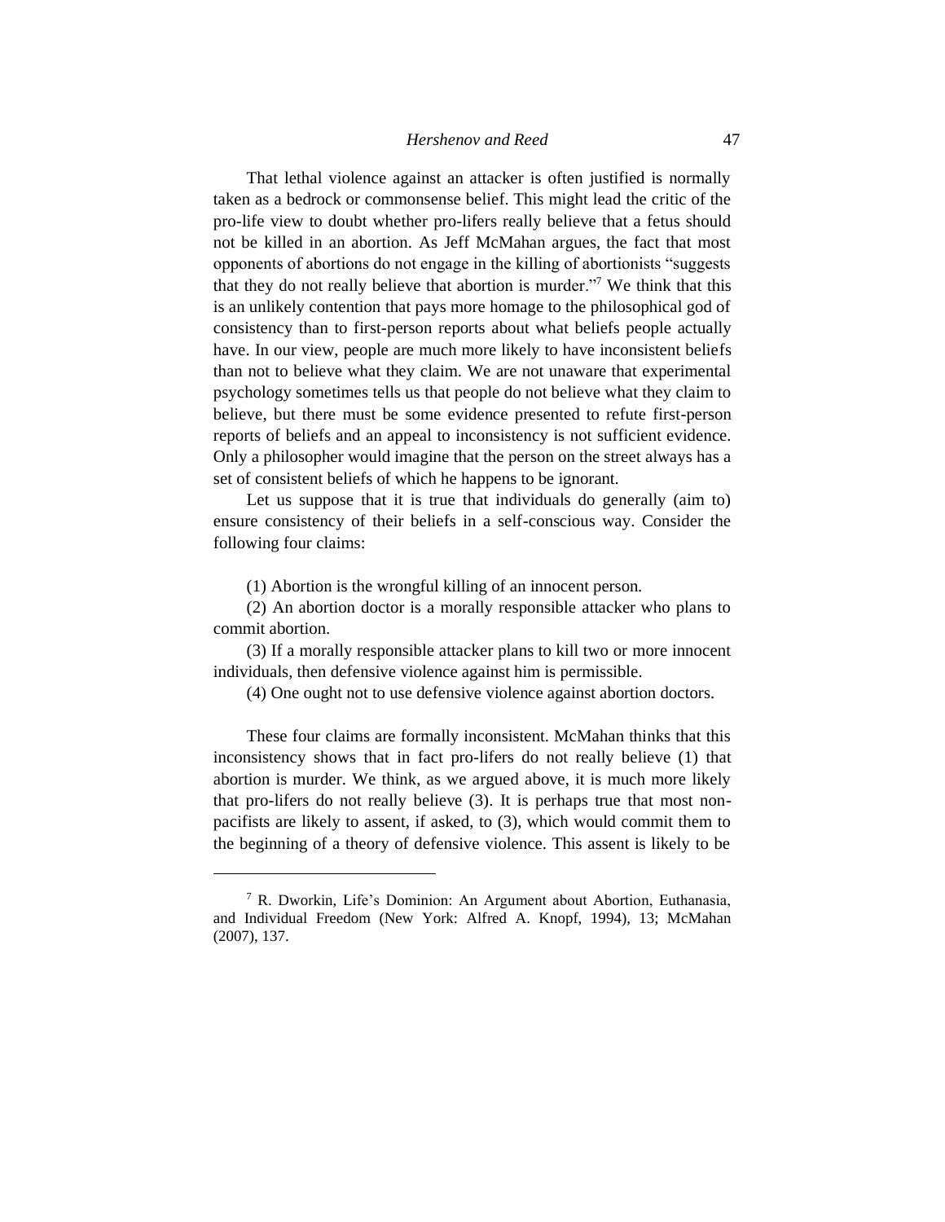That lethal violence against an attacker is often justified is normally taken as a bedrock or commonsense belief. This might lead the critic of the pro-life view to doubt whether pro-lifers really believe that a fetus should not be killed in an abortion. As Jeff McMahan argues, the fact that most opponents of abortions do not engage in the killing of abortionists "suggests that they do not really believe that abortion is murder."[7] We think that this is an unlikely contention that pays more homage to the philosophical god of consistency than to first-person reports about what beliefs people actually have. In our view, people are much more likely to have inconsistent beliefs than not to believe what they claim. We are not unaware that experimental psychology sometimes tells us that people do not believe what they claim to believe, but there must be some evidence presented to refute first-person reports of beliefs and an appeal to inconsistency is not sufficient evidence. Only a philosopher would imagine that the person on the street always has a set of consistent beliefs of which he happens to be ignorant.

Let us suppose that it is true that individuals do generally (aim to) ensure consistency of their beliefs in a self-conscious way. Consider the following four claims:

(1) Abortion is the wrongful killing of an innocent person.

(2) An abortion doctor is a morally responsible attacker who plans to commit abortion.

(3) If a morally responsible attacker plans to kill two or more innocent individuals, then defensive violence against him is permissible.

(4) One ought not to use defensive violence against abortion doctors.

These four claims are formally inconsistent. McMahan thinks that this inconsistency shows that in fact pro-lifers do not really believe (1) that abortion is murder. We think, as we argued above, it is much more likely that pro-lifers do not really believe (3). It is perhaps true that most non-pacifists are likely to assent, if asked, to (3), which would commit them to the beginning of a theory of defensive violence. This assent is likely to be

---

[7] R. Dworkin, Life's Dominion: An Argument about Abortion, Euthanasia, and Individual Freedom (New York: Alfred A. Knopf, 1994), 13; McMahan (2007), 137.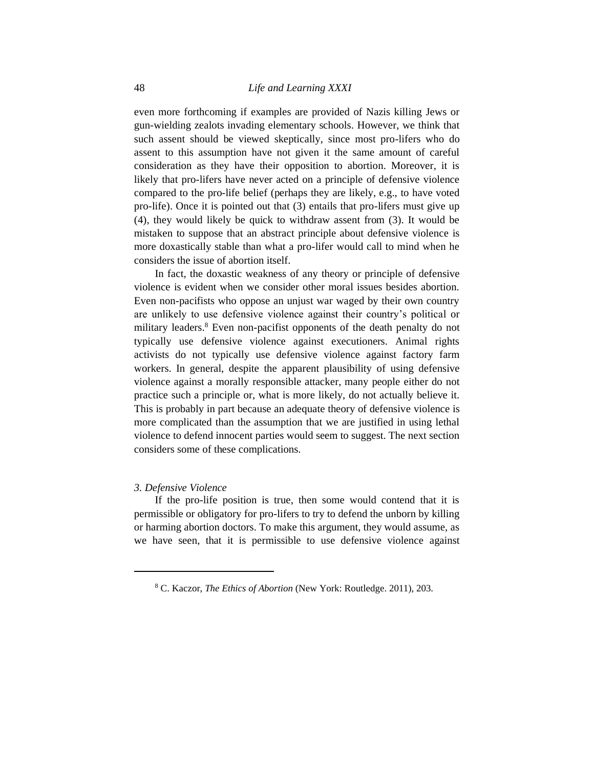even more forthcoming if examples are provided of Nazis killing Jews or gun-wielding zealots invading elementary schools. However, we think that such assent should be viewed skeptically, since most pro-lifers who do assent to this assumption have not given it the same amount of careful consideration as they have their opposition to abortion. Moreover, it is likely that pro-lifers have never acted on a principle of defensive violence compared to the pro-life belief (perhaps they are likely, e.g., to have voted pro-life). Once it is pointed out that (3) entails that pro-lifers must give up (4), they would likely be quick to withdraw assent from (3). It would be mistaken to suppose that an abstract principle about defensive violence is more doxastically stable than what a pro-lifer would call to mind when he considers the issue of abortion itself.

In fact, the doxastic weakness of any theory or principle of defensive violence is evident when we consider other moral issues besides abortion. Even non-pacifists who oppose an unjust war waged by their own country are unlikely to use defensive violence against their country's political or military leaders.[8] Even non-pacifist opponents of the death penalty do not typically use defensive violence against executioners. Animal rights activists do not typically use defensive violence against factory farm workers. In general, despite the apparent plausibility of using defensive violence against a morally responsible attacker, many people either do not practice such a principle or, what is more likely, do not actually believe it. This is probably in part because an adequate theory of defensive violence is more complicated than the assumption that we are justified in using lethal violence to defend innocent parties would seem to suggest. The next section considers some of these complications.

### *3. Defensive Violence*

If the pro-life position is true, then some would contend that it is permissible or obligatory for pro-lifers to try to defend the unborn by killing or harming abortion doctors. To make this argument, they would assume, as we have seen, that it is permissible to use defensive violence against

---

[8] C. Kaczor, *The Ethics of Abortion* (New York: Routledge. 2011), 203.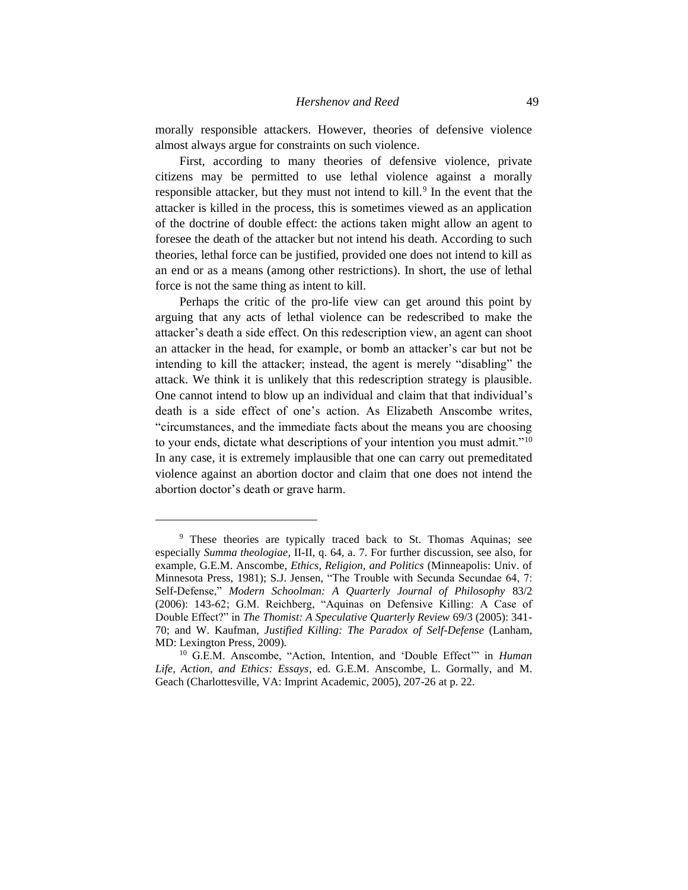morally responsible attackers. However, theories of defensive violence almost always argue for constraints on such violence.

First, according to many theories of defensive violence, private citizens may be permitted to use lethal violence against a morally responsible attacker, but they must not intend to kill.[9] In the event that the attacker is killed in the process, this is sometimes viewed as an application of the doctrine of double effect: the actions taken might allow an agent to foresee the death of the attacker but not intend his death. According to such theories, lethal force can be justified, provided one does not intend to kill as an end or as a means (among other restrictions). In short, the use of lethal force is not the same thing as intent to kill.

Perhaps the critic of the pro-life view can get around this point by arguing that any acts of lethal violence can be redescribed to make the attacker's death a side effect. On this redescription view, an agent can shoot an attacker in the head, for example, or bomb an attacker's car but not be intending to kill the attacker; instead, the agent is merely "disabling" the attack. We think it is unlikely that this redescription strategy is plausible. One cannot intend to blow up an individual and claim that that individual's death is a side effect of one's action. As Elizabeth Anscombe writes, "circumstances, and the immediate facts about the means you are choosing to your ends, dictate what descriptions of your intention you must admit."[10] In any case, it is extremely implausible that one can carry out premeditated violence against an abortion doctor and claim that one does not intend the abortion doctor's death or grave harm.

---

[9] These theories are typically traced back to St. Thomas Aquinas; see especially *Summa theologiae*, II-II, q. 64, a. 7. For further discussion, see also, for example, G.E.M. Anscombe, *Ethics, Religion, and Politics* (Minneapolis: Univ. of Minnesota Press, 1981); S.J. Jensen, "The Trouble with Secunda Secundae 64, 7: Self-Defense," *Modern Schoolman: A Quarterly Journal of Philosophy* 83/2 (2006): 143-62; G.M. Reichberg, "Aquinas on Defensive Killing: A Case of Double Effect?" in *The Thomist: A Speculative Quarterly Review* 69/3 (2005): 341-70; and W. Kaufman, *Justified Killing: The Paradox of Self-Defense* (Lanham, MD: Lexington Press, 2009).

[10] G.E.M. Anscombe, "Action, Intention, and 'Double Effect'" in *Human Life, Action, and Ethics: Essays*, ed. G.E.M. Anscombe, L. Gormally, and M. Geach (Charlottesville, VA: Imprint Academic, 2005), 207-26 at p. 22.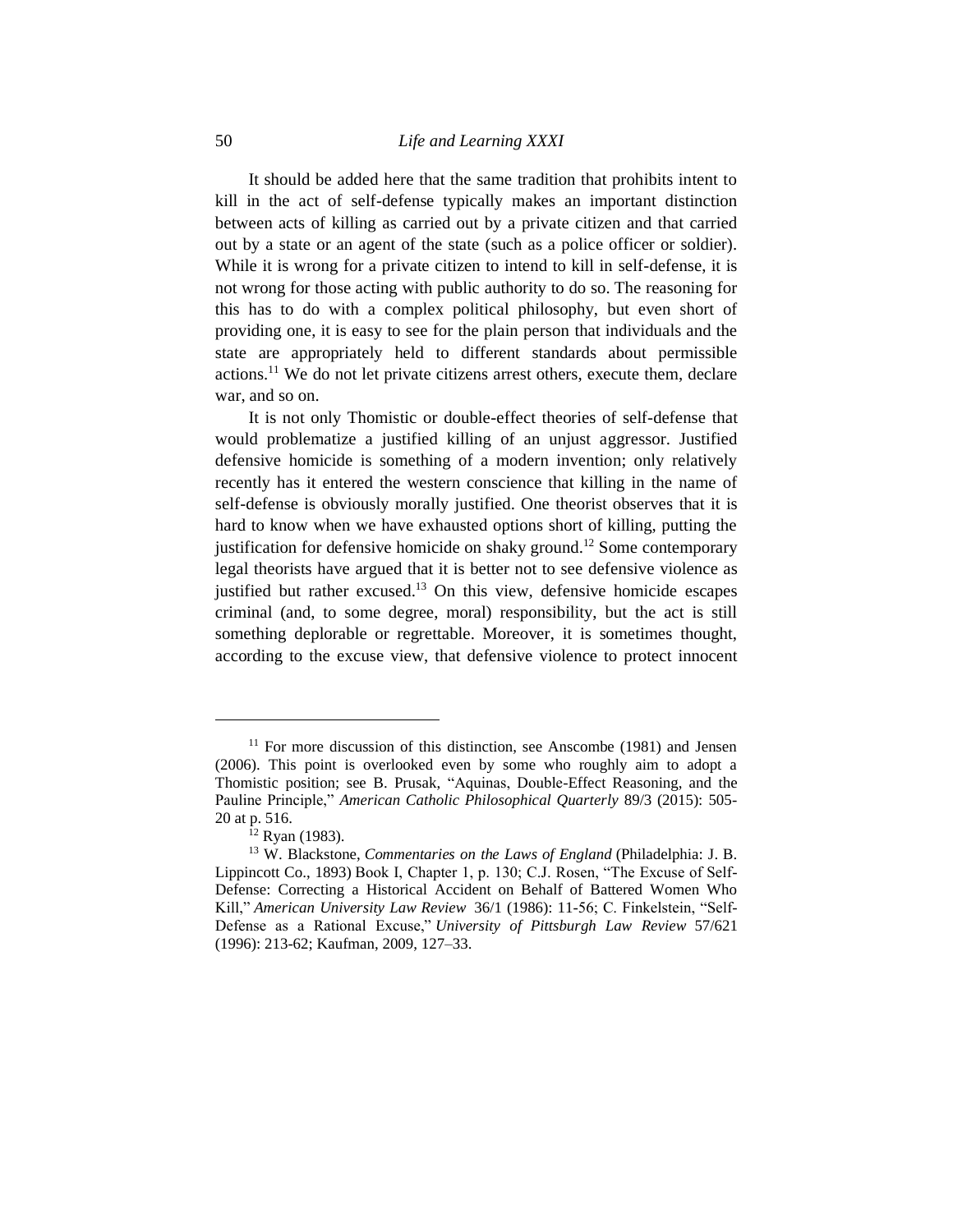It should be added here that the same tradition that prohibits intent to kill in the act of self-defense typically makes an important distinction between acts of killing as carried out by a private citizen and that carried out by a state or an agent of the state (such as a police officer or soldier). While it is wrong for a private citizen to intend to kill in self-defense, it is not wrong for those acting with public authority to do so. The reasoning for this has to do with a complex political philosophy, but even short of providing one, it is easy to see for the plain person that individuals and the state are appropriately held to different standards about permissible actions.[11] We do not let private citizens arrest others, execute them, declare war, and so on.

It is not only Thomistic or double-effect theories of self-defense that would problematize a justified killing of an unjust aggressor. Justified defensive homicide is something of a modern invention; only relatively recently has it entered the western conscience that killing in the name of self-defense is obviously morally justified. One theorist observes that it is hard to know when we have exhausted options short of killing, putting the justification for defensive homicide on shaky ground.[12] Some contemporary legal theorists have argued that it is better not to see defensive violence as justified but rather excused.[13] On this view, defensive homicide escapes criminal (and, to some degree, moral) responsibility, but the act is still something deplorable or regrettable. Moreover, it is sometimes thought, according to the excuse view, that defensive violence to protect innocent

---

[11] For more discussion of this distinction, see Anscombe (1981) and Jensen (2006). This point is overlooked even by some who roughly aim to adopt a Thomistic position; see B. Prusak, "Aquinas, Double-Effect Reasoning, and the Pauline Principle," *American Catholic Philosophical Quarterly* 89/3 (2015): 505-20 at p. 516.

[12] Ryan (1983).

[13] W. Blackstone, *Commentaries on the Laws of England* (Philadelphia: J. B. Lippincott Co., 1893) Book I, Chapter 1, p. 130; C.J. Rosen, "The Excuse of Self-Defense: Correcting a Historical Accident on Behalf of Battered Women Who Kill," *American University Law Review* 36/1 (1986): 11-56; C. Finkelstein, "Self-Defense as a Rational Excuse," *University of Pittsburgh Law Review* 57/621 (1996): 213-62; Kaufman, 2009, 127–33.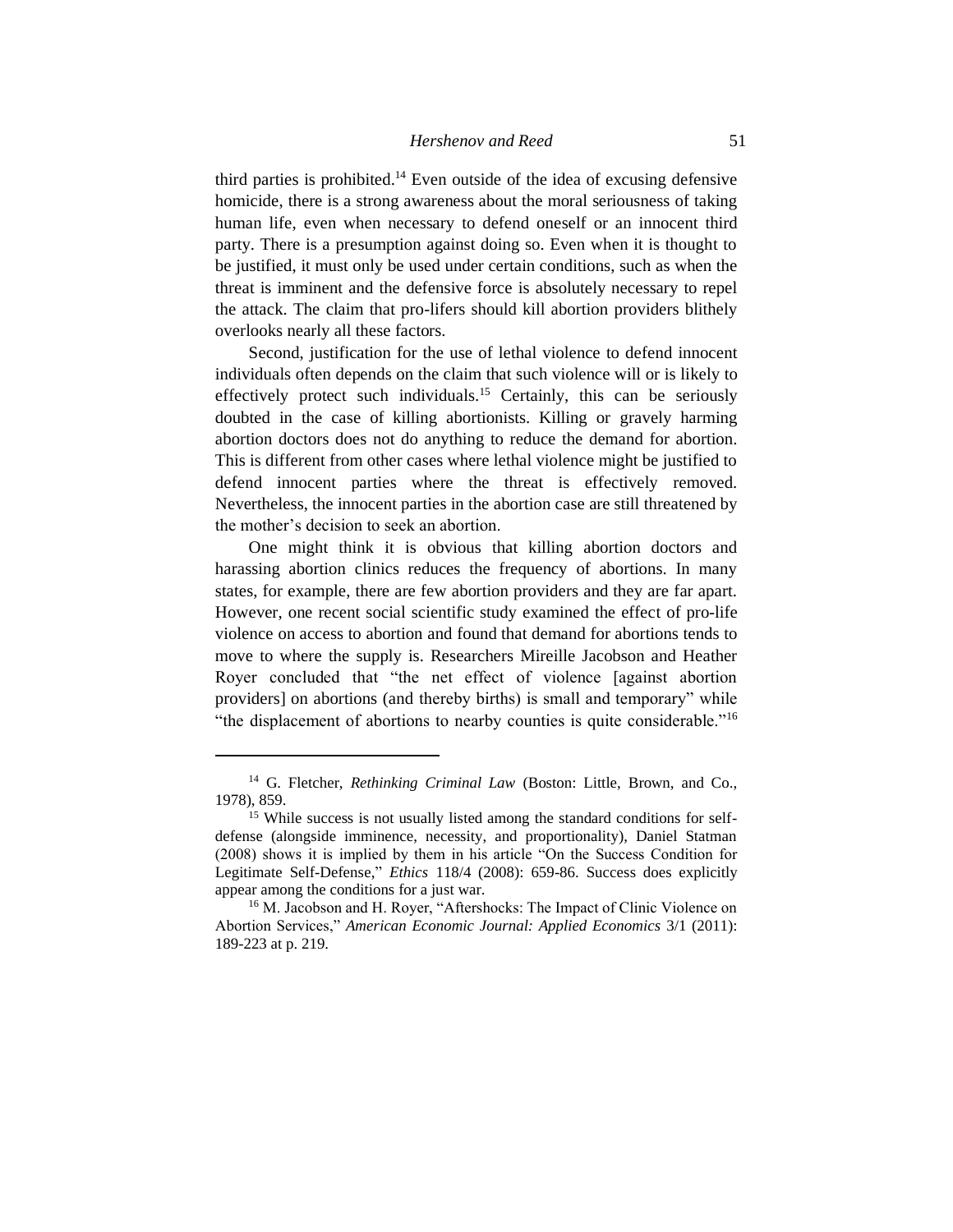third parties is prohibited.[14] Even outside of the idea of excusing defensive homicide, there is a strong awareness about the moral seriousness of taking human life, even when necessary to defend oneself or an innocent third party. There is a presumption against doing so. Even when it is thought to be justified, it must only be used under certain conditions, such as when the threat is imminent and the defensive force is absolutely necessary to repel the attack. The claim that pro-lifers should kill abortion providers blithely overlooks nearly all these factors.

Second, justification for the use of lethal violence to defend innocent individuals often depends on the claim that such violence will or is likely to effectively protect such individuals.[15] Certainly, this can be seriously doubted in the case of killing abortionists. Killing or gravely harming abortion doctors does not do anything to reduce the demand for abortion. This is different from other cases where lethal violence might be justified to defend innocent parties where the threat is effectively removed. Nevertheless, the innocent parties in the abortion case are still threatened by the mother's decision to seek an abortion.

One might think it is obvious that killing abortion doctors and harassing abortion clinics reduces the frequency of abortions. In many states, for example, there are few abortion providers and they are far apart. However, one recent social scientific study examined the effect of pro-life violence on access to abortion and found that demand for abortions tends to move to where the supply is. Researchers Mireille Jacobson and Heather Royer concluded that "the net effect of violence [against abortion providers] on abortions (and thereby births) is small and temporary" while "the displacement of abortions to nearby counties is quite considerable."[16]

---

[14] G. Fletcher, *Rethinking Criminal Law* (Boston: Little, Brown, and Co., 1978), 859.

[15] While success is not usually listed among the standard conditions for self-defense (alongside imminence, necessity, and proportionality), Daniel Statman (2008) shows it is implied by them in his article "On the Success Condition for Legitimate Self-Defense," *Ethics* 118/4 (2008): 659-86. Success does explicitly appear among the conditions for a just war.

[16] M. Jacobson and H. Royer, "Aftershocks: The Impact of Clinic Violence on Abortion Services," *American Economic Journal: Applied Economics* 3/1 (2011): 189-223 at p. 219.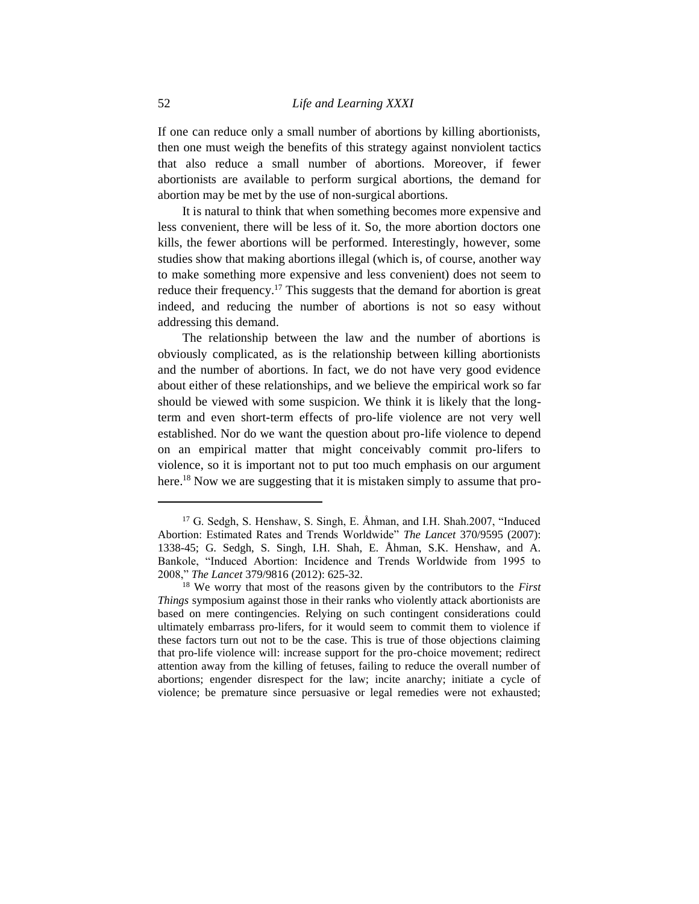If one can reduce only a small number of abortions by killing abortionists, then one must weigh the benefits of this strategy against nonviolent tactics that also reduce a small number of abortions. Moreover, if fewer abortionists are available to perform surgical abortions, the demand for abortion may be met by the use of non-surgical abortions.

It is natural to think that when something becomes more expensive and less convenient, there will be less of it. So, the more abortion doctors one kills, the fewer abortions will be performed. Interestingly, however, some studies show that making abortions illegal (which is, of course, another way to make something more expensive and less convenient) does not seem to reduce their frequency.[17] This suggests that the demand for abortion is great indeed, and reducing the number of abortions is not so easy without addressing this demand.

The relationship between the law and the number of abortions is obviously complicated, as is the relationship between killing abortionists and the number of abortions. In fact, we do not have very good evidence about either of these relationships, and we believe the empirical work so far should be viewed with some suspicion. We think it is likely that the long-term and even short-term effects of pro-life violence are not very well established. Nor do we want the question about pro-life violence to depend on an empirical matter that might conceivably commit pro-lifers to violence, so it is important not to put too much emphasis on our argument here.[18] Now we are suggesting that it is mistaken simply to assume that pro-

---

[17] G. Sedgh, S. Henshaw, S. Singh, E. Åhman, and I.H. Shah.2007, "Induced Abortion: Estimated Rates and Trends Worldwide" *The Lancet* 370/9595 (2007): 1338-45; G. Sedgh, S. Singh, I.H. Shah, E. Åhman, S.K. Henshaw, and A. Bankole, "Induced Abortion: Incidence and Trends Worldwide from 1995 to 2008," *The Lancet* 379/9816 (2012): 625-32.

[18] We worry that most of the reasons given by the contributors to the *First Things* symposium against those in their ranks who violently attack abortionists are based on mere contingencies. Relying on such contingent considerations could ultimately embarrass pro-lifers, for it would seem to commit them to violence if these factors turn out not to be the case. This is true of those objections claiming that pro-life violence will: increase support for the pro-choice movement; redirect attention away from the killing of fetuses, failing to reduce the overall number of abortions; engender disrespect for the law; incite anarchy; initiate a cycle of violence; be premature since persuasive or legal remedies were not exhausted;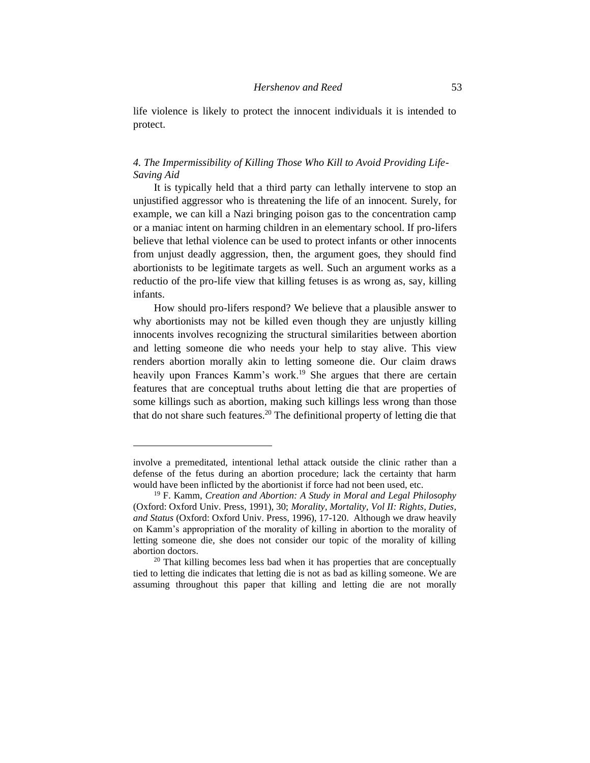life violence is likely to protect the innocent individuals it is intended to protect.

### *4. The Impermissibility of Killing Those Who Kill to Avoid Providing Life-Saving Aid*

It is typically held that a third party can lethally intervene to stop an unjustified aggressor who is threatening the life of an innocent. Surely, for example, we can kill a Nazi bringing poison gas to the concentration camp or a maniac intent on harming children in an elementary school. If pro-lifers believe that lethal violence can be used to protect infants or other innocents from unjust deadly aggression, then, the argument goes, they should find abortionists to be legitimate targets as well. Such an argument works as a reductio of the pro-life view that killing fetuses is as wrong as, say, killing infants.

How should pro-lifers respond? We believe that a plausible answer to why abortionists may not be killed even though they are unjustly killing innocents involves recognizing the structural similarities between abortion and letting someone die who needs your help to stay alive. This view renders abortion morally akin to letting someone die. Our claim draws heavily upon Frances Kamm's work.[19] She argues that there are certain features that are conceptual truths about letting die that are properties of some killings such as abortion, making such killings less wrong than those that do not share such features.[20] The definitional property of letting die that

---

involve a premeditated, intentional lethal attack outside the clinic rather than a defense of the fetus during an abortion procedure; lack the certainty that harm would have been inflicted by the abortionist if force had not been used, etc.

[19] F. Kamm, *Creation and Abortion: A Study in Moral and Legal Philosophy* (Oxford: Oxford Univ. Press, 1991), 30; *Morality, Mortality, Vol II: Rights, Duties, and Status* (Oxford: Oxford Univ. Press, 1996), 17-120. Although we draw heavily on Kamm's appropriation of the morality of killing in abortion to the morality of letting someone die, she does not consider our topic of the morality of killing abortion doctors.

[20] That killing becomes less bad when it has properties that are conceptually tied to letting die indicates that letting die is not as bad as killing someone. We are assuming throughout this paper that killing and letting die are not morally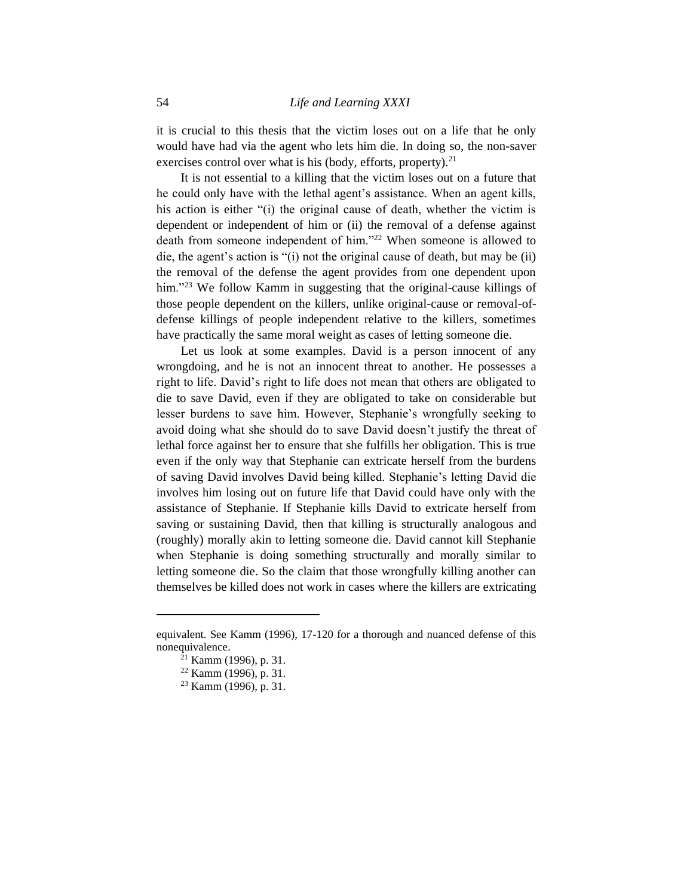it is crucial to this thesis that the victim loses out on a life that he only would have had via the agent who lets him die. In doing so, the non-saver exercises control over what is his (body, efforts, property).[21]

It is not essential to a killing that the victim loses out on a future that he could only have with the lethal agent's assistance. When an agent kills, his action is either "(i) the original cause of death, whether the victim is dependent or independent of him or (ii) the removal of a defense against death from someone independent of him."[22] When someone is allowed to die, the agent's action is "(i) not the original cause of death, but may be (ii) the removal of the defense the agent provides from one dependent upon him."[23] We follow Kamm in suggesting that the original-cause killings of those people dependent on the killers, unlike original-cause or removal-of-defense killings of people independent relative to the killers, sometimes have practically the same moral weight as cases of letting someone die.

Let us look at some examples. David is a person innocent of any wrongdoing, and he is not an innocent threat to another. He possesses a right to life. David's right to life does not mean that others are obligated to die to save David, even if they are obligated to take on considerable but lesser burdens to save him. However, Stephanie's wrongfully seeking to avoid doing what she should do to save David doesn't justify the threat of lethal force against her to ensure that she fulfills her obligation. This is true even if the only way that Stephanie can extricate herself from the burdens of saving David involves David being killed. Stephanie's letting David die involves him losing out on future life that David could have only with the assistance of Stephanie. If Stephanie kills David to extricate herself from saving or sustaining David, then that killing is structurally analogous and (roughly) morally akin to letting someone die. David cannot kill Stephanie when Stephanie is doing something structurally and morally similar to letting someone die. So the claim that those wrongfully killing another can themselves be killed does not work in cases where the killers are extricating

---

equivalent. See Kamm (1996), 17-120 for a thorough and nuanced defense of this nonequivalence.

[21] Kamm (1996), p. 31.

[22] Kamm (1996), p. 31.

[23] Kamm (1996), p. 31.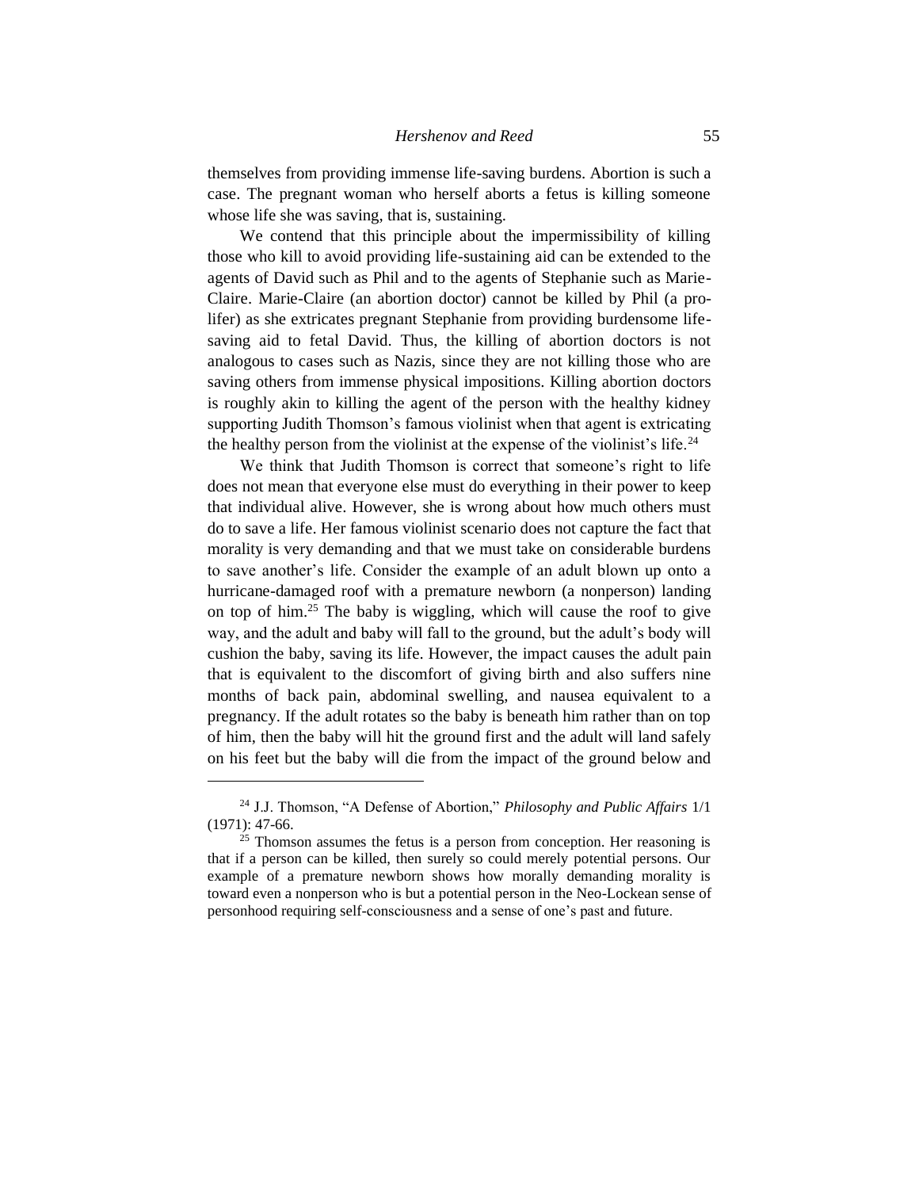themselves from providing immense life-saving burdens. Abortion is such a case. The pregnant woman who herself aborts a fetus is killing someone whose life she was saving, that is, sustaining.

We contend that this principle about the impermissibility of killing those who kill to avoid providing life-sustaining aid can be extended to the agents of David such as Phil and to the agents of Stephanie such as Marie-Claire. Marie-Claire (an abortion doctor) cannot be killed by Phil (a pro-lifer) as she extricates pregnant Stephanie from providing burdensome life-saving aid to fetal David. Thus, the killing of abortion doctors is not analogous to cases such as Nazis, since they are not killing those who are saving others from immense physical impositions. Killing abortion doctors is roughly akin to killing the agent of the person with the healthy kidney supporting Judith Thomson's famous violinist when that agent is extricating the healthy person from the violinist at the expense of the violinist's life.[24]

We think that Judith Thomson is correct that someone's right to life does not mean that everyone else must do everything in their power to keep that individual alive. However, she is wrong about how much others must do to save a life. Her famous violinist scenario does not capture the fact that morality is very demanding and that we must take on considerable burdens to save another's life. Consider the example of an adult blown up onto a hurricane-damaged roof with a premature newborn (a nonperson) landing on top of him.[25] The baby is wiggling, which will cause the roof to give way, and the adult and baby will fall to the ground, but the adult's body will cushion the baby, saving its life. However, the impact causes the adult pain that is equivalent to the discomfort of giving birth and also suffers nine months of back pain, abdominal swelling, and nausea equivalent to a pregnancy. If the adult rotates so the baby is beneath him rather than on top of him, then the baby will hit the ground first and the adult will land safely on his feet but the baby will die from the impact of the ground below and

---

[24] J.J. Thomson, "A Defense of Abortion," *Philosophy and Public Affairs* 1/1 (1971): 47-66.

[25] Thomson assumes the fetus is a person from conception. Her reasoning is that if a person can be killed, then surely so could merely potential persons. Our example of a premature newborn shows how morally demanding morality is toward even a nonperson who is but a potential person in the Neo-Lockean sense of personhood requiring self-consciousness and a sense of one's past and future.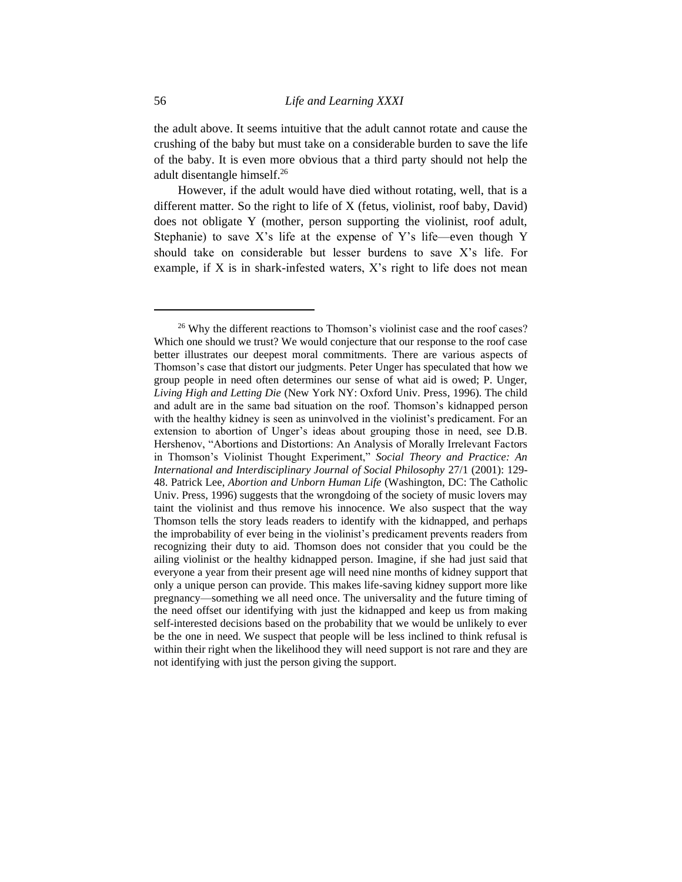the adult above. It seems intuitive that the adult cannot rotate and cause the crushing of the baby but must take on a considerable burden to save the life of the baby. It is even more obvious that a third party should not help the adult disentangle himself.[26]

However, if the adult would have died without rotating, well, that is a different matter. So the right to life of X (fetus, violinist, roof baby, David) does not obligate Y (mother, person supporting the violinist, roof adult, Stephanie) to save X's life at the expense of Y's life—even though Y should take on considerable but lesser burdens to save X's life. For example, if X is in shark-infested waters, X's right to life does not mean

---

[26] Why the different reactions to Thomson's violinist case and the roof cases? Which one should we trust? We would conjecture that our response to the roof case better illustrates our deepest moral commitments. There are various aspects of Thomson's case that distort our judgments. Peter Unger has speculated that how we group people in need often determines our sense of what aid is owed; P. Unger, *Living High and Letting Die* (New York NY: Oxford Univ. Press, 1996). The child and adult are in the same bad situation on the roof. Thomson's kidnapped person with the healthy kidney is seen as uninvolved in the violinist's predicament. For an extension to abortion of Unger's ideas about grouping those in need, see D.B. Hershenov, "Abortions and Distortions: An Analysis of Morally Irrelevant Factors in Thomson's Violinist Thought Experiment," *Social Theory and Practice: An International and Interdisciplinary Journal of Social Philosophy* 27/1 (2001): 129-48. Patrick Lee, *Abortion and Unborn Human Life* (Washington, DC: The Catholic Univ. Press, 1996) suggests that the wrongdoing of the society of music lovers may taint the violinist and thus remove his innocence. We also suspect that the way Thomson tells the story leads readers to identify with the kidnapped, and perhaps the improbability of ever being in the violinist's predicament prevents readers from recognizing their duty to aid. Thomson does not consider that you could be the ailing violinist or the healthy kidnapped person. Imagine, if she had just said that everyone a year from their present age will need nine months of kidney support that only a unique person can provide. This makes life-saving kidney support more like pregnancy—something we all need once. The universality and the future timing of the need offset our identifying with just the kidnapped and keep us from making self-interested decisions based on the probability that we would be unlikely to ever be the one in need. We suspect that people will be less inclined to think refusal is within their right when the likelihood they will need support is not rare and they are not identifying with just the person giving the support.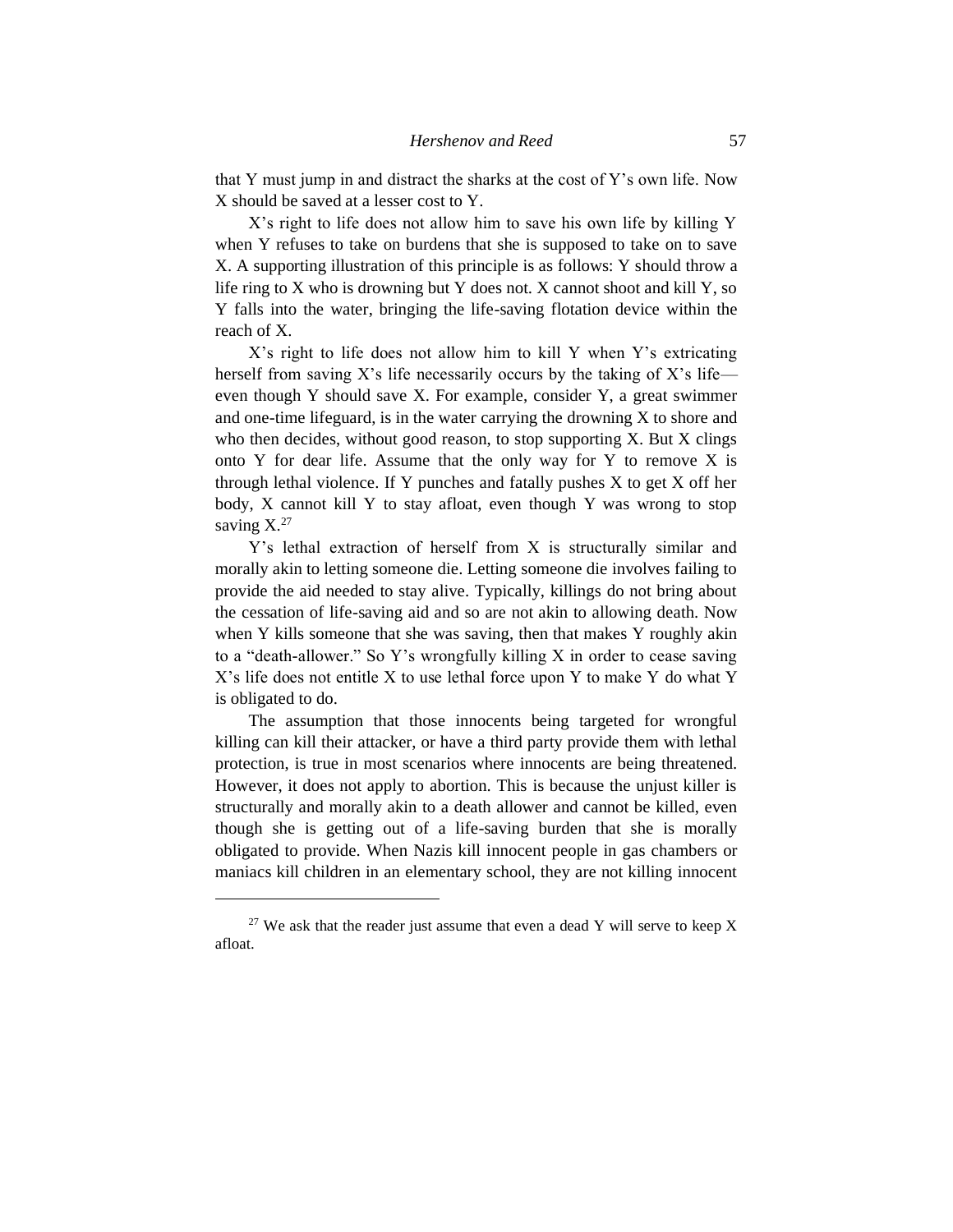that Y must jump in and distract the sharks at the cost of Y's own life. Now X should be saved at a lesser cost to Y.

X's right to life does not allow him to save his own life by killing Y when Y refuses to take on burdens that she is supposed to take on to save X. A supporting illustration of this principle is as follows: Y should throw a life ring to X who is drowning but Y does not. X cannot shoot and kill Y, so Y falls into the water, bringing the life-saving flotation device within the reach of X.

X's right to life does not allow him to kill Y when Y's extricating herself from saving X's life necessarily occurs by the taking of X's life—even though Y should save X. For example, consider Y, a great swimmer and one-time lifeguard, is in the water carrying the drowning X to shore and who then decides, without good reason, to stop supporting X. But X clings onto Y for dear life. Assume that the only way for Y to remove X is through lethal violence. If Y punches and fatally pushes X to get X off her body, X cannot kill Y to stay afloat, even though Y was wrong to stop saving X.[27]

Y's lethal extraction of herself from X is structurally similar and morally akin to letting someone die. Letting someone die involves failing to provide the aid needed to stay alive. Typically, killings do not bring about the cessation of life-saving aid and so are not akin to allowing death. Now when Y kills someone that she was saving, then that makes Y roughly akin to a "death-allower." So Y's wrongfully killing X in order to cease saving X's life does not entitle X to use lethal force upon Y to make Y do what Y is obligated to do.

The assumption that those innocents being targeted for wrongful killing can kill their attacker, or have a third party provide them with lethal protection, is true in most scenarios where innocents are being threatened. However, it does not apply to abortion. This is because the unjust killer is structurally and morally akin to a death allower and cannot be killed, even though she is getting out of a life-saving burden that she is morally obligated to provide. When Nazis kill innocent people in gas chambers or maniacs kill children in an elementary school, they are not killing innocent

[27] We ask that the reader just assume that even a dead Y will serve to keep X afloat.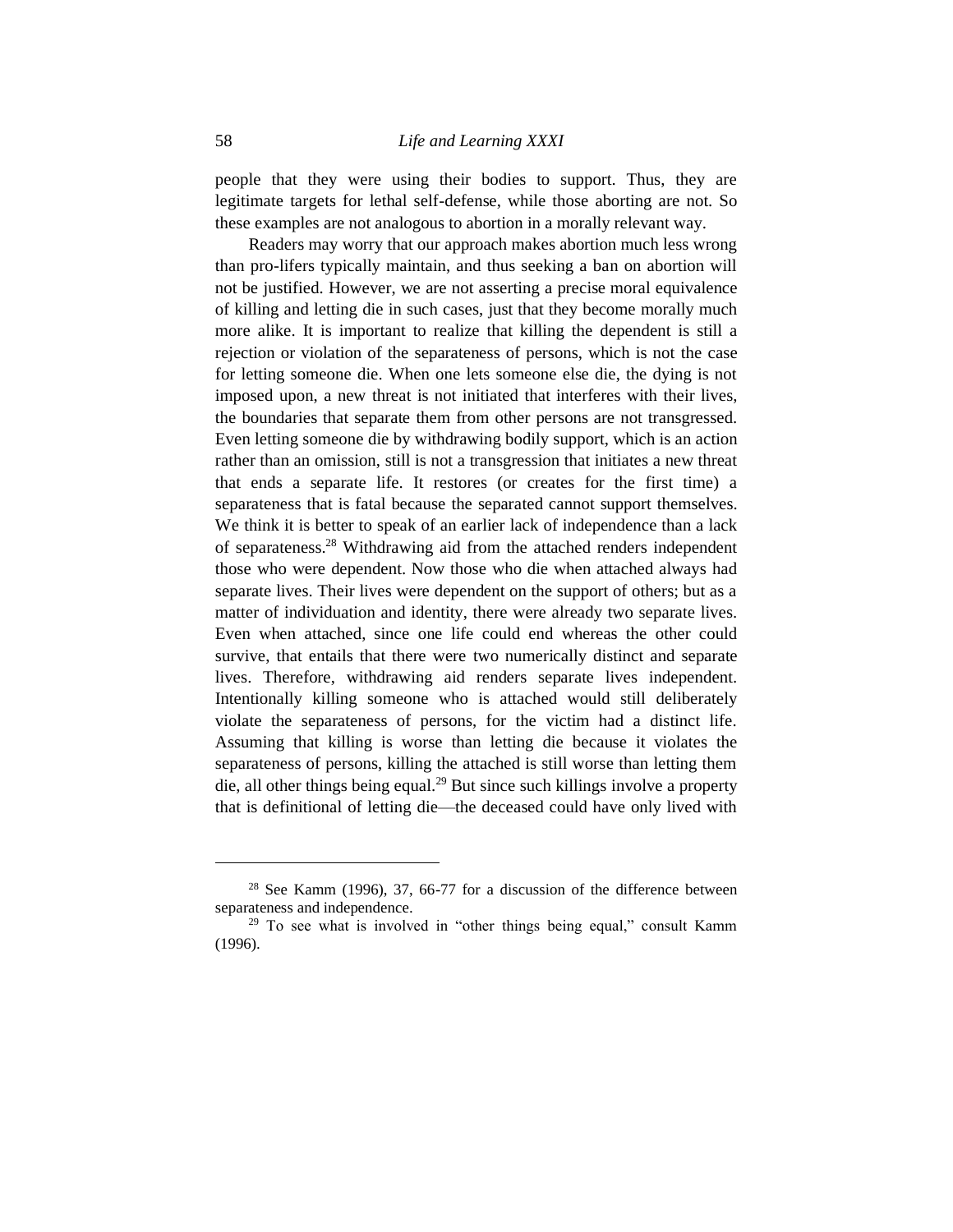people that they were using their bodies to support. Thus, they are legitimate targets for lethal self-defense, while those aborting are not. So these examples are not analogous to abortion in a morally relevant way.

Readers may worry that our approach makes abortion much less wrong than pro-lifers typically maintain, and thus seeking a ban on abortion will not be justified. However, we are not asserting a precise moral equivalence of killing and letting die in such cases, just that they become morally much more alike. It is important to realize that killing the dependent is still a rejection or violation of the separateness of persons, which is not the case for letting someone die. When one lets someone else die, the dying is not imposed upon, a new threat is not initiated that interferes with their lives, the boundaries that separate them from other persons are not transgressed. Even letting someone die by withdrawing bodily support, which is an action rather than an omission, still is not a transgression that initiates a new threat that ends a separate life. It restores (or creates for the first time) a separateness that is fatal because the separated cannot support themselves. We think it is better to speak of an earlier lack of independence than a lack of separateness.[28] Withdrawing aid from the attached renders independent those who were dependent. Now those who die when attached always had separate lives. Their lives were dependent on the support of others; but as a matter of individuation and identity, there were already two separate lives. Even when attached, since one life could end whereas the other could survive, that entails that there were two numerically distinct and separate lives. Therefore, withdrawing aid renders separate lives independent. Intentionally killing someone who is attached would still deliberately violate the separateness of persons, for the victim had a distinct life. Assuming that killing is worse than letting die because it violates the separateness of persons, killing the attached is still worse than letting them die, all other things being equal.[29] But since such killings involve a property that is definitional of letting die—the deceased could have only lived with

---

[28] See Kamm (1996), 37, 66-77 for a discussion of the difference between separateness and independence.

[29] To see what is involved in "other things being equal," consult Kamm (1996).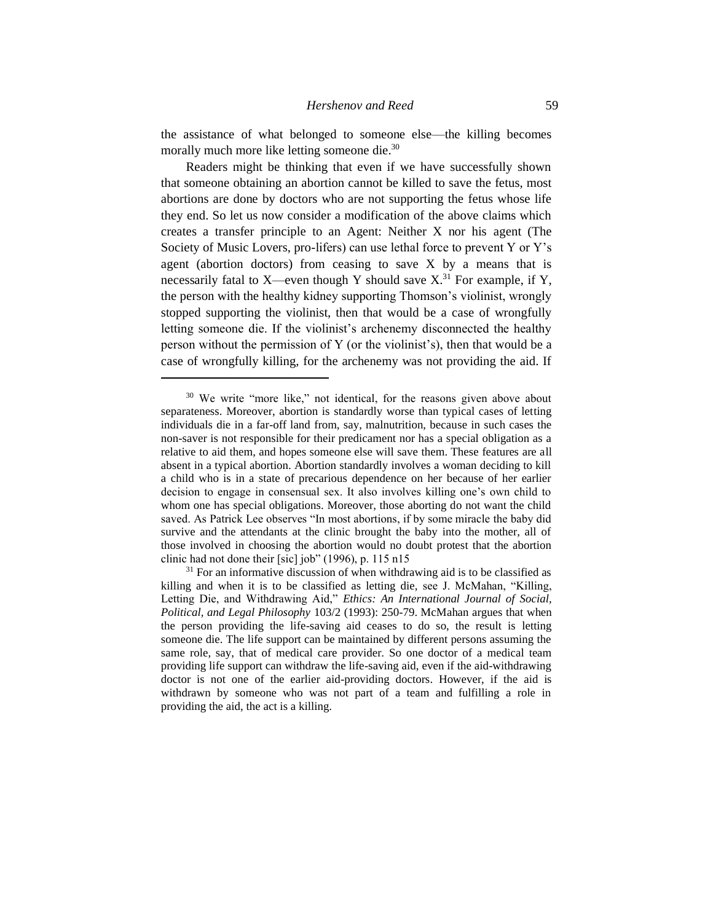the assistance of what belonged to someone else—the killing becomes morally much more like letting someone die.[30]

Readers might be thinking that even if we have successfully shown that someone obtaining an abortion cannot be killed to save the fetus, most abortions are done by doctors who are not supporting the fetus whose life they end. So let us now consider a modification of the above claims which creates a transfer principle to an Agent: Neither X nor his agent (The Society of Music Lovers, pro-lifers) can use lethal force to prevent Y or Y's agent (abortion doctors) from ceasing to save X by a means that is necessarily fatal to X—even though Y should save X.[31] For example, if Y, the person with the healthy kidney supporting Thomson's violinist, wrongly stopped supporting the violinist, then that would be a case of wrongfully letting someone die. If the violinist's archenemy disconnected the healthy person without the permission of Y (or the violinist's), then that would be a case of wrongfully killing, for the archenemy was not providing the aid. If

---

[30] We write "more like," not identical, for the reasons given above about separateness. Moreover, abortion is standardly worse than typical cases of letting individuals die in a far-off land from, say, malnutrition, because in such cases the non-saver is not responsible for their predicament nor has a special obligation as a relative to aid them, and hopes someone else will save them. These features are all absent in a typical abortion. Abortion standardly involves a woman deciding to kill a child who is in a state of precarious dependence on her because of her earlier decision to engage in consensual sex. It also involves killing one's own child to whom one has special obligations. Moreover, those aborting do not want the child saved. As Patrick Lee observes "In most abortions, if by some miracle the baby did survive and the attendants at the clinic brought the baby into the mother, all of those involved in choosing the abortion would no doubt protest that the abortion clinic had not done their [sic] job" (1996), p. 115 n15

[31] For an informative discussion of when withdrawing aid is to be classified as killing and when it is to be classified as letting die, see J. McMahan, "Killing, Letting Die, and Withdrawing Aid," *Ethics: An International Journal of Social, Political, and Legal Philosophy* 103/2 (1993): 250-79. McMahan argues that when the person providing the life-saving aid ceases to do so, the result is letting someone die. The life support can be maintained by different persons assuming the same role, say, that of medical care provider. So one doctor of a medical team providing life support can withdraw the life-saving aid, even if the aid-withdrawing doctor is not one of the earlier aid-providing doctors. However, if the aid is withdrawn by someone who was not part of a team and fulfilling a role in providing the aid, the act is a killing.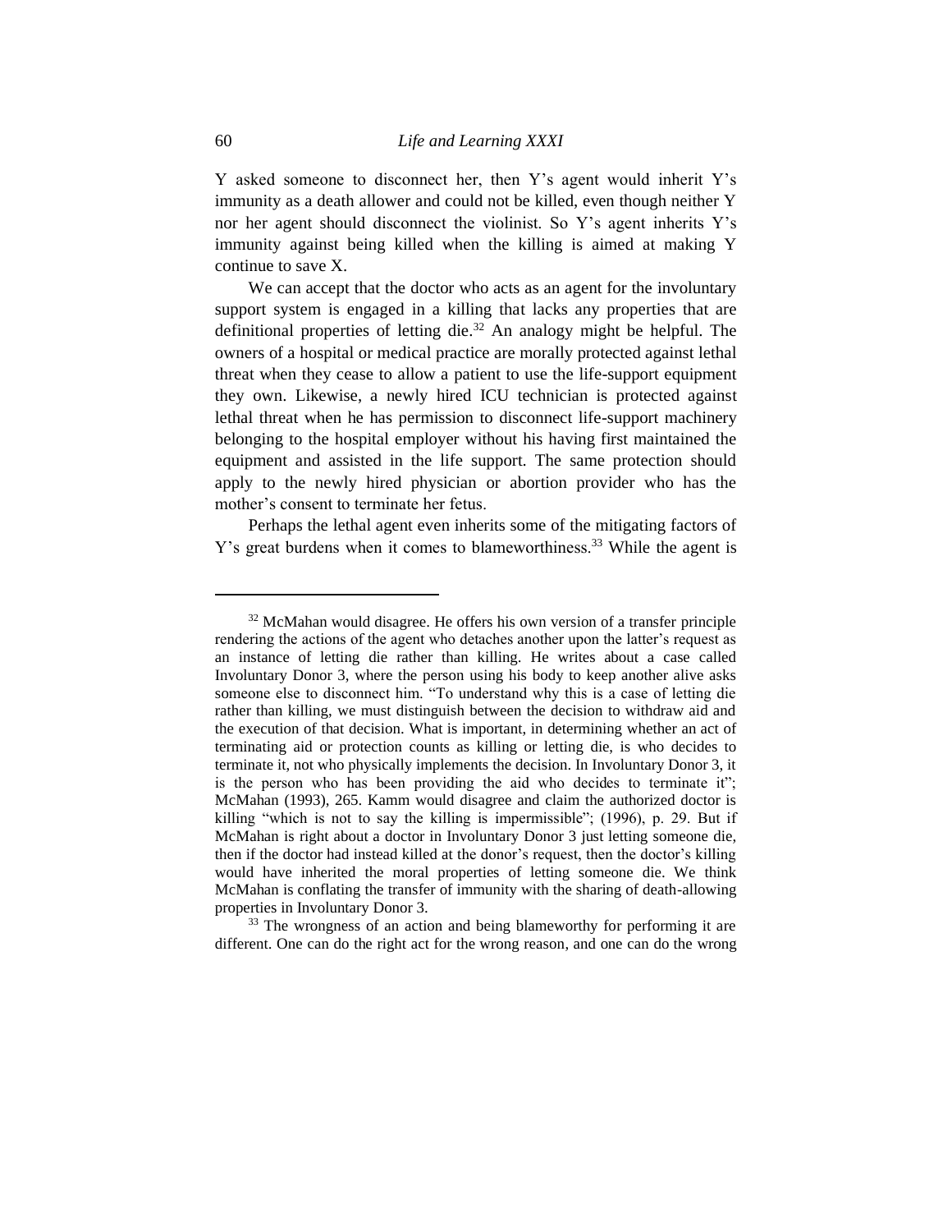Y asked someone to disconnect her, then Y's agent would inherit Y's immunity as a death allower and could not be killed, even though neither Y nor her agent should disconnect the violinist. So Y's agent inherits Y's immunity against being killed when the killing is aimed at making Y continue to save X.

We can accept that the doctor who acts as an agent for the involuntary support system is engaged in a killing that lacks any properties that are definitional properties of letting die.[32] An analogy might be helpful. The owners of a hospital or medical practice are morally protected against lethal threat when they cease to allow a patient to use the life-support equipment they own. Likewise, a newly hired ICU technician is protected against lethal threat when he has permission to disconnect life-support machinery belonging to the hospital employer without his having first maintained the equipment and assisted in the life support. The same protection should apply to the newly hired physician or abortion provider who has the mother's consent to terminate her fetus.

Perhaps the lethal agent even inherits some of the mitigating factors of Y's great burdens when it comes to blameworthiness.[33] While the agent is

---

[32] McMahan would disagree. He offers his own version of a transfer principle rendering the actions of the agent who detaches another upon the latter's request as an instance of letting die rather than killing. He writes about a case called Involuntary Donor 3, where the person using his body to keep another alive asks someone else to disconnect him. "To understand why this is a case of letting die rather than killing, we must distinguish between the decision to withdraw aid and the execution of that decision. What is important, in determining whether an act of terminating aid or protection counts as killing or letting die, is who decides to terminate it, not who physically implements the decision. In Involuntary Donor 3, it is the person who has been providing the aid who decides to terminate it"; McMahan (1993), 265. Kamm would disagree and claim the authorized doctor is killing "which is not to say the killing is impermissible"; (1996), p. 29. But if McMahan is right about a doctor in Involuntary Donor 3 just letting someone die, then if the doctor had instead killed at the donor's request, then the doctor's killing would have inherited the moral properties of letting someone die. We think McMahan is conflating the transfer of immunity with the sharing of death-allowing properties in Involuntary Donor 3.

[33] The wrongness of an action and being blameworthy for performing it are different. One can do the right act for the wrong reason, and one can do the wrong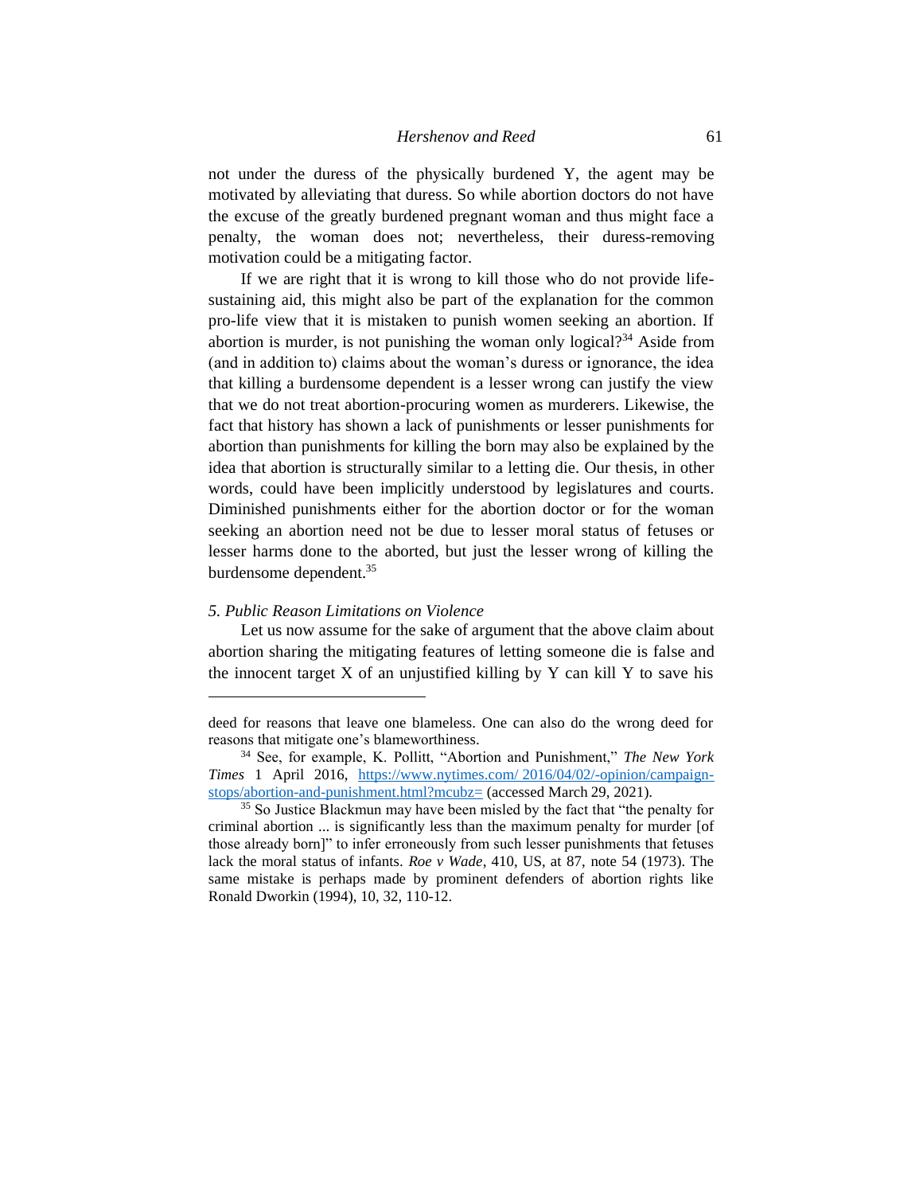not under the duress of the physically burdened Y, the agent may be motivated by alleviating that duress. So while abortion doctors do not have the excuse of the greatly burdened pregnant woman and thus might face a penalty, the woman does not; nevertheless, their duress-removing motivation could be a mitigating factor.

If we are right that it is wrong to kill those who do not provide life-sustaining aid, this might also be part of the explanation for the common pro-life view that it is mistaken to punish women seeking an abortion. If abortion is murder, is not punishing the woman only logical?[34] Aside from (and in addition to) claims about the woman's duress or ignorance, the idea that killing a burdensome dependent is a lesser wrong can justify the view that we do not treat abortion-procuring women as murderers. Likewise, the fact that history has shown a lack of punishments or lesser punishments for abortion than punishments for killing the born may also be explained by the idea that abortion is structurally similar to a letting die. Our thesis, in other words, could have been implicitly understood by legislatures and courts. Diminished punishments either for the abortion doctor or for the woman seeking an abortion need not be due to lesser moral status of fetuses or lesser harms done to the aborted, but just the lesser wrong of killing the burdensome dependent.[35]

### *5. Public Reason Limitations on Violence*

Let us now assume for the sake of argument that the above claim about abortion sharing the mitigating features of letting someone die is false and the innocent target X of an unjustified killing by Y can kill Y to save his

---

deed for reasons that leave one blameless. One can also do the wrong deed for reasons that mitigate one's blameworthiness.

[34] See, for example, K. Pollitt, "Abortion and Punishment," *The New York Times* 1 April 2016, https://www.nytimes.com/ 2016/04/02/-opinion/campaign-stops/abortion-and-punishment.html?mcubz= (accessed March 29, 2021).

[35] So Justice Blackmun may have been misled by the fact that "the penalty for criminal abortion ... is significantly less than the maximum penalty for murder [of those already born]" to infer erroneously from such lesser punishments that fetuses lack the moral status of infants. *Roe v Wade*, 410, US, at 87, note 54 (1973). The same mistake is perhaps made by prominent defenders of abortion rights like Ronald Dworkin (1994), 10, 32, 110-12.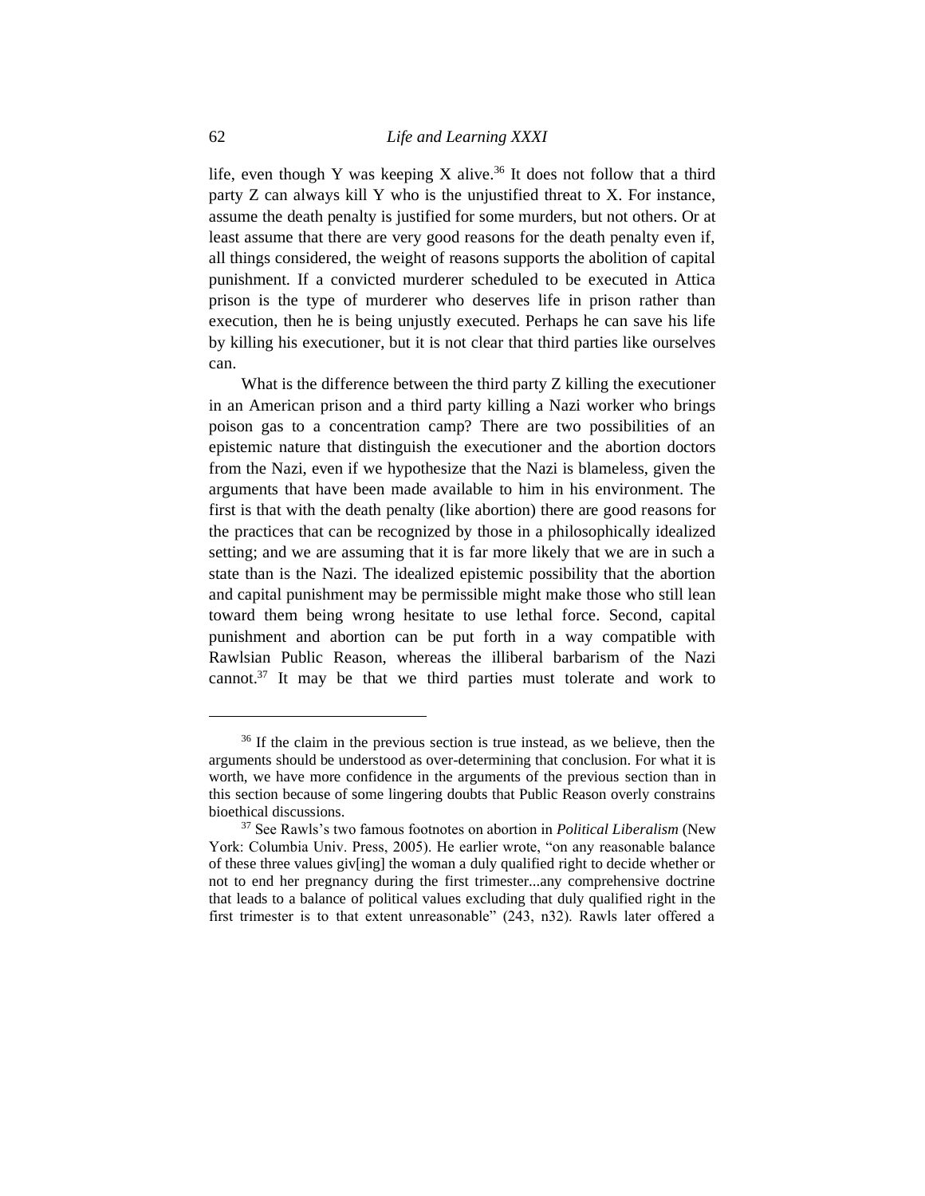life, even though Y was keeping X alive.[36] It does not follow that a third party Z can always kill Y who is the unjustified threat to X. For instance, assume the death penalty is justified for some murders, but not others. Or at least assume that there are very good reasons for the death penalty even if, all things considered, the weight of reasons supports the abolition of capital punishment. If a convicted murderer scheduled to be executed in Attica prison is the type of murderer who deserves life in prison rather than execution, then he is being unjustly executed. Perhaps he can save his life by killing his executioner, but it is not clear that third parties like ourselves can.

What is the difference between the third party Z killing the executioner in an American prison and a third party killing a Nazi worker who brings poison gas to a concentration camp? There are two possibilities of an epistemic nature that distinguish the executioner and the abortion doctors from the Nazi, even if we hypothesize that the Nazi is blameless, given the arguments that have been made available to him in his environment. The first is that with the death penalty (like abortion) there are good reasons for the practices that can be recognized by those in a philosophically idealized setting; and we are assuming that it is far more likely that we are in such a state than is the Nazi. The idealized epistemic possibility that the abortion and capital punishment may be permissible might make those who still lean toward them being wrong hesitate to use lethal force. Second, capital punishment and abortion can be put forth in a way compatible with Rawlsian Public Reason, whereas the illiberal barbarism of the Nazi cannot.[37] It may be that we third parties must tolerate and work to

---

[36] If the claim in the previous section is true instead, as we believe, then the arguments should be understood as over-determining that conclusion. For what it is worth, we have more confidence in the arguments of the previous section than in this section because of some lingering doubts that Public Reason overly constrains bioethical discussions.

[37] See Rawls's two famous footnotes on abortion in *Political Liberalism* (New York: Columbia Univ. Press, 2005). He earlier wrote, "on any reasonable balance of these three values giv[ing] the woman a duly qualified right to decide whether or not to end her pregnancy during the first trimester...any comprehensive doctrine that leads to a balance of political values excluding that duly qualified right in the first trimester is to that extent unreasonable" (243, n32). Rawls later offered a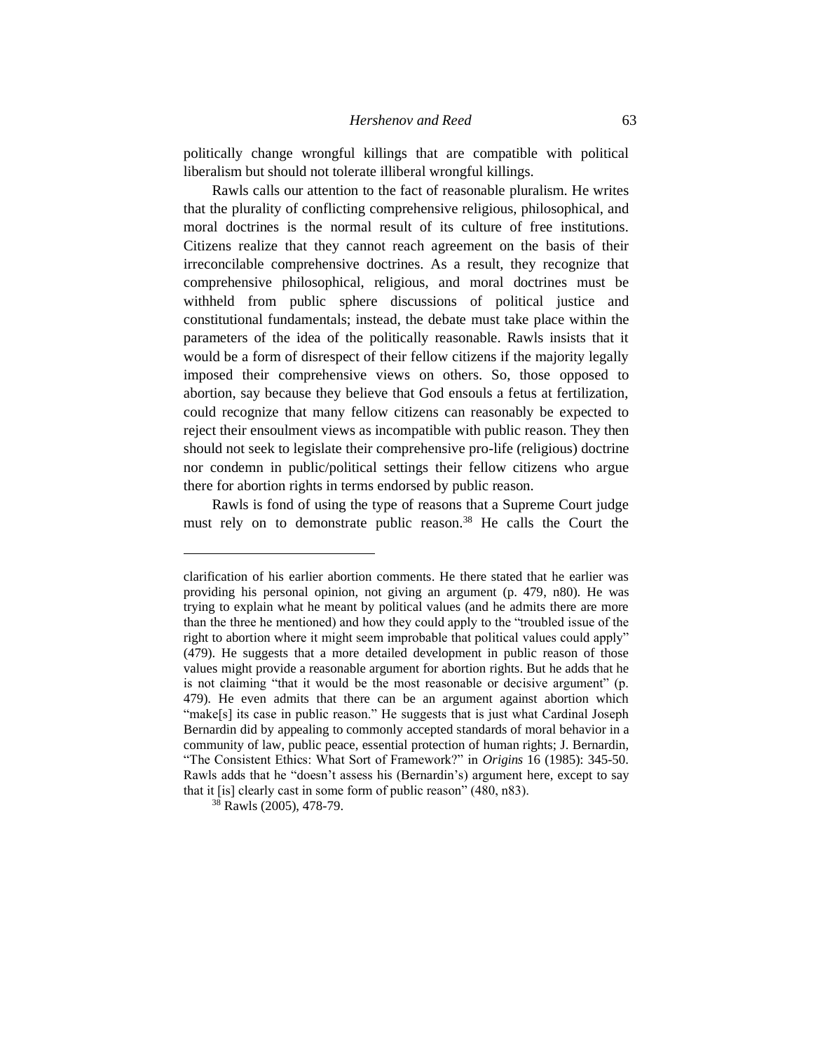politically change wrongful killings that are compatible with political liberalism but should not tolerate illiberal wrongful killings.

Rawls calls our attention to the fact of reasonable pluralism. He writes that the plurality of conflicting comprehensive religious, philosophical, and moral doctrines is the normal result of its culture of free institutions. Citizens realize that they cannot reach agreement on the basis of their irreconcilable comprehensive doctrines. As a result, they recognize that comprehensive philosophical, religious, and moral doctrines must be withheld from public sphere discussions of political justice and constitutional fundamentals; instead, the debate must take place within the parameters of the idea of the politically reasonable. Rawls insists that it would be a form of disrespect of their fellow citizens if the majority legally imposed their comprehensive views on others. So, those opposed to abortion, say because they believe that God ensouls a fetus at fertilization, could recognize that many fellow citizens can reasonably be expected to reject their ensoulment views as incompatible with public reason. They then should not seek to legislate their comprehensive pro-life (religious) doctrine nor condemn in public/political settings their fellow citizens who argue there for abortion rights in terms endorsed by public reason.

Rawls is fond of using the type of reasons that a Supreme Court judge must rely on to demonstrate public reason.[38] He calls the Court the

---

clarification of his earlier abortion comments. He there stated that he earlier was providing his personal opinion, not giving an argument (p. 479, n80). He was trying to explain what he meant by political values (and he admits there are more than the three he mentioned) and how they could apply to the "troubled issue of the right to abortion where it might seem improbable that political values could apply" (479). He suggests that a more detailed development in public reason of those values might provide a reasonable argument for abortion rights. But he adds that he is not claiming "that it would be the most reasonable or decisive argument" (p. 479). He even admits that there can be an argument against abortion which "make[s] its case in public reason." He suggests that is just what Cardinal Joseph Bernardin did by appealing to commonly accepted standards of moral behavior in a community of law, public peace, essential protection of human rights; J. Bernardin, "The Consistent Ethics: What Sort of Framework?" in *Origins* 16 (1985): 345-50. Rawls adds that he "doesn't assess his (Bernardin's) argument here, except to say that it [is] clearly cast in some form of public reason" (480, n83).

[38] Rawls (2005), 478-79.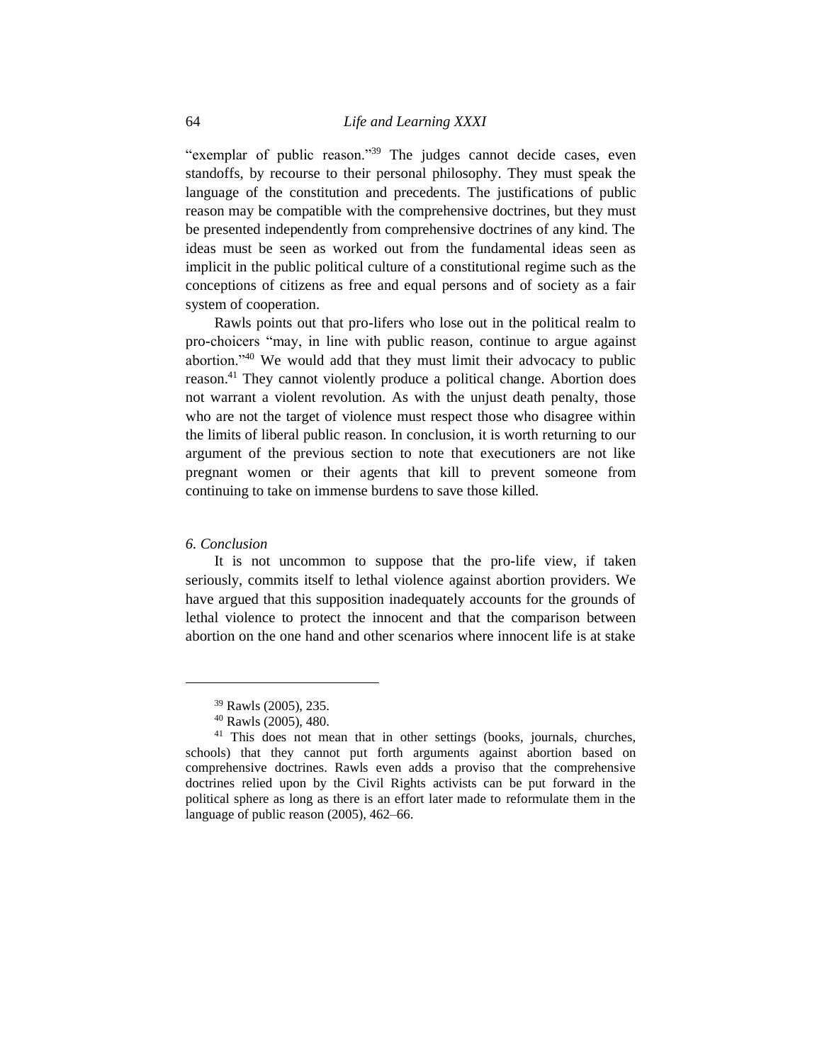"exemplar of public reason."[39] The judges cannot decide cases, even standoffs, by recourse to their personal philosophy. They must speak the language of the constitution and precedents. The justifications of public reason may be compatible with the comprehensive doctrines, but they must be presented independently from comprehensive doctrines of any kind. The ideas must be seen as worked out from the fundamental ideas seen as implicit in the public political culture of a constitutional regime such as the conceptions of citizens as free and equal persons and of society as a fair system of cooperation.

Rawls points out that pro-lifers who lose out in the political realm to pro-choicers "may, in line with public reason, continue to argue against abortion."[40] We would add that they must limit their advocacy to public reason.[41] They cannot violently produce a political change. Abortion does not warrant a violent revolution. As with the unjust death penalty, those who are not the target of violence must respect those who disagree within the limits of liberal public reason. In conclusion, it is worth returning to our argument of the previous section to note that executioners are not like pregnant women or their agents that kill to prevent someone from continuing to take on immense burdens to save those killed.

*6. Conclusion*

It is not uncommon to suppose that the pro-life view, if taken seriously, commits itself to lethal violence against abortion providers. We have argued that this supposition inadequately accounts for the grounds of lethal violence to protect the innocent and that the comparison between abortion on the one hand and other scenarios where innocent life is at stake

---

[39] Rawls (2005), 235.

[40] Rawls (2005), 480.

[41] This does not mean that in other settings (books, journals, churches, schools) that they cannot put forth arguments against abortion based on comprehensive doctrines. Rawls even adds a proviso that the comprehensive doctrines relied upon by the Civil Rights activists can be put forward in the political sphere as long as there is an effort later made to reformulate them in the language of public reason (2005), 462–66.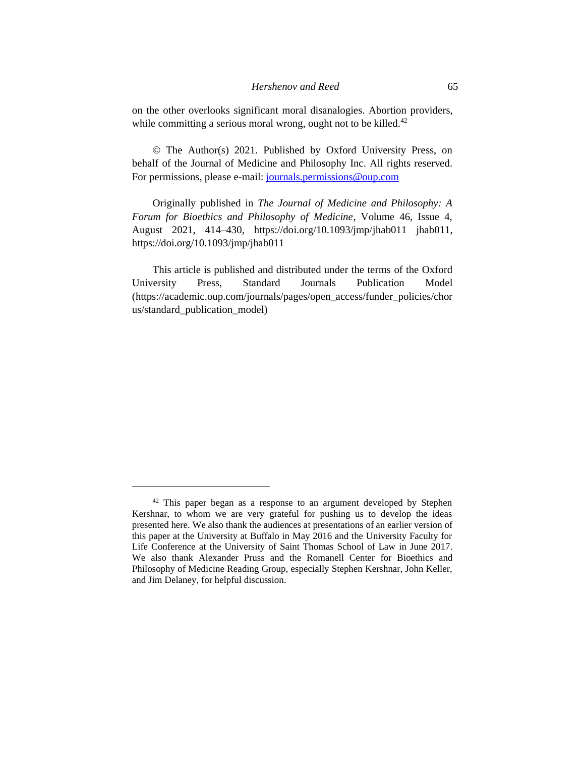on the other overlooks significant moral disanalogies. Abortion providers, while committing a serious moral wrong, ought not to be killed.[42]

© The Author(s) 2021. Published by Oxford University Press, on behalf of the Journal of Medicine and Philosophy Inc. All rights reserved. For permissions, please e-mail: journals.permissions@oup.com

Originally published in *The Journal of Medicine and Philosophy: A Forum for Bioethics and Philosophy of Medicine*, Volume 46, Issue 4, August 2021, 414–430, https://doi.org/10.1093/jmp/jhab011 jhab011, https://doi.org/10.1093/jmp/jhab011

This article is published and distributed under the terms of the Oxford University Press, Standard Journals Publication Model (https://academic.oup.com/journals/pages/open_access/funder_policies/chorus/standard_publication_model)

---

[42] This paper began as a response to an argument developed by Stephen Kershnar, to whom we are very grateful for pushing us to develop the ideas presented here. We also thank the audiences at presentations of an earlier version of this paper at the University at Buffalo in May 2016 and the University Faculty for Life Conference at the University of Saint Thomas School of Law in June 2017. We also thank Alexander Pruss and the Romanell Center for Bioethics and Philosophy of Medicine Reading Group, especially Stephen Kershnar, John Keller, and Jim Delaney, for helpful discussion.